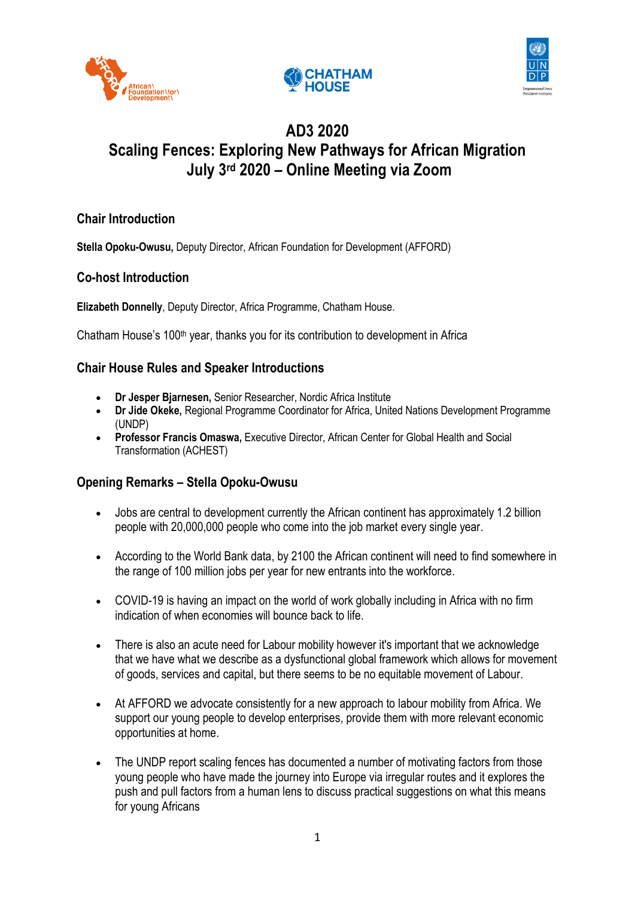# AD3 2020
# Scaling Fences: Exploring New Pathways for African Migration
# July 3rd 2020 – Online Meeting via Zoom

## Chair Introduction

**Stella Opoku-Owusu,** Deputy Director, African Foundation for Development (AFFORD)

## Co-host Introduction

**Elizabeth Donnelly**, Deputy Director, Africa Programme, Chatham House.

Chatham House's 100th year, thanks you for its contribution to development in Africa

## Chair House Rules and Speaker Introductions

- **Dr Jesper Bjarnesen,** Senior Researcher, Nordic Africa Institute
- **Dr Jide Okeke,** Regional Programme Coordinator for Africa, United Nations Development Programme (UNDP)
- **Professor Francis Omaswa,** Executive Director, African Center for Global Health and Social Transformation (ACHEST)

## Opening Remarks – Stella Opoku-Owusu

- Jobs are central to development currently the African continent has approximately 1.2 billion people with 20,000,000 people who come into the job market every single year.
- According to the World Bank data, by 2100 the African continent will need to find somewhere in the range of 100 million jobs per year for new entrants into the workforce.
- COVID-19 is having an impact on the world of work globally including in Africa with no firm indication of when economies will bounce back to life.
- There is also an acute need for Labour mobility however it's important that we acknowledge that we have what we describe as a dysfunctional global framework which allows for movement of goods, services and capital, but there seems to be no equitable movement of Labour.
- At AFFORD we advocate consistently for a new approach to labour mobility from Africa. We support our young people to develop enterprises, provide them with more relevant economic opportunities at home.
- The UNDP report scaling fences has documented a number of motivating factors from those young people who have made the journey into Europe via irregular routes and it explores the push and pull factors from a human lens to discuss practical suggestions on what this means for young Africans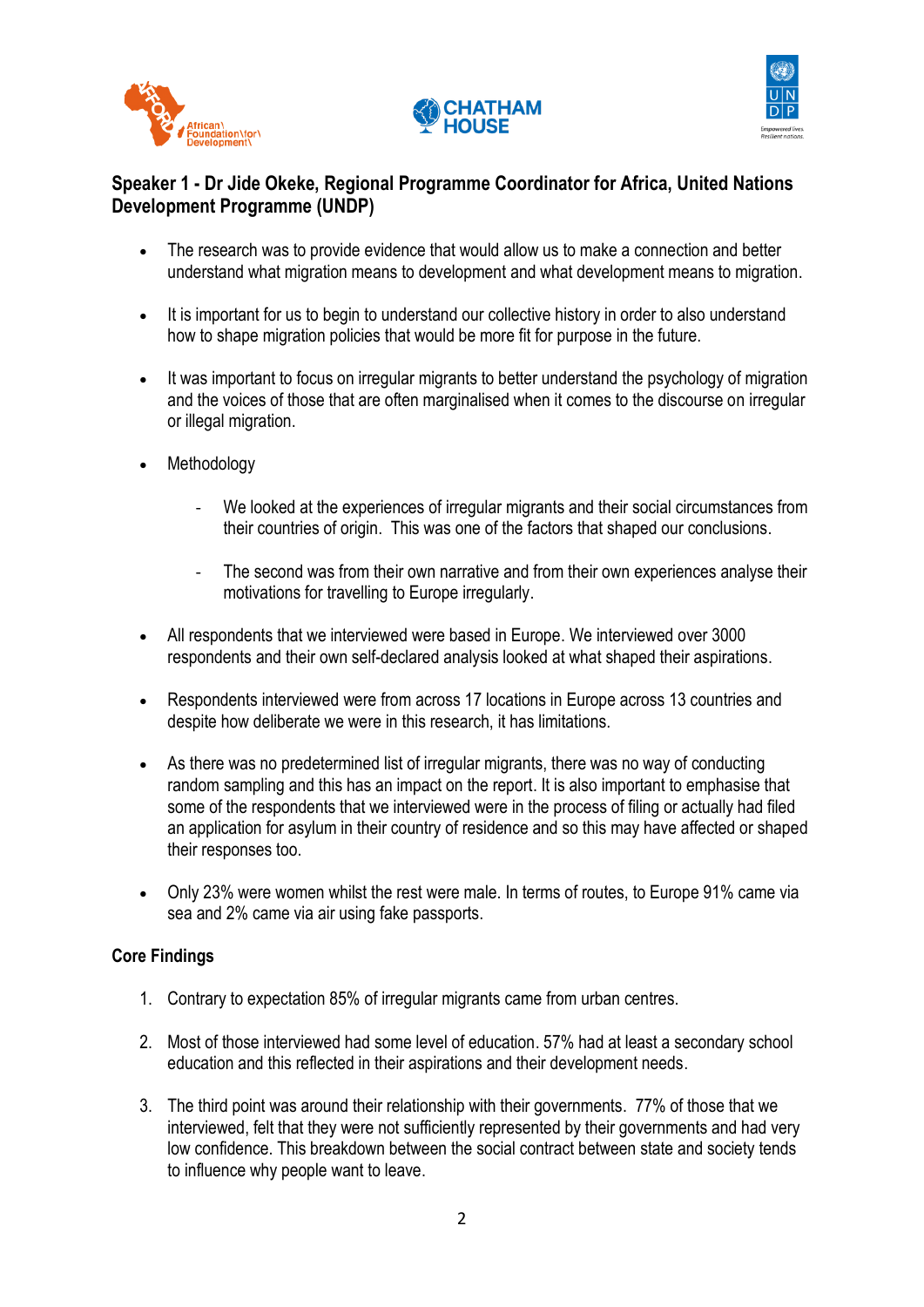## Speaker 1 - Dr Jide Okeke, Regional Programme Coordinator for Africa, United Nations Development Programme (UNDP)

- The research was to provide evidence that would allow us to make a connection and better understand what migration means to development and what development means to migration.

- It is important for us to begin to understand our collective history in order to also understand how to shape migration policies that would be more fit for purpose in the future.

- It was important to focus on irregular migrants to better understand the psychology of migration and the voices of those that are often marginalised when it comes to the discourse on irregular or illegal migration.

- Methodology

  - We looked at the experiences of irregular migrants and their social circumstances from their countries of origin. This was one of the factors that shaped our conclusions.

  - The second was from their own narrative and from their own experiences analyse their motivations for travelling to Europe irregularly.

- All respondents that we interviewed were based in Europe. We interviewed over 3000 respondents and their own self-declared analysis looked at what shaped their aspirations.

- Respondents interviewed were from across 17 locations in Europe across 13 countries and despite how deliberate we were in this research, it has limitations.

- As there was no predetermined list of irregular migrants, there was no way of conducting random sampling and this has an impact on the report. It is also important to emphasise that some of the respondents that we interviewed were in the process of filing or actually had filed an application for asylum in their country of residence and so this may have affected or shaped their responses too.

- Only 23% were women whilst the rest were male. In terms of routes, to Europe 91% came via sea and 2% came via air using fake passports.

### Core Findings

1. Contrary to expectation 85% of irregular migrants came from urban centres.

2. Most of those interviewed had some level of education. 57% had at least a secondary school education and this reflected in their aspirations and their development needs.

3. The third point was around their relationship with their governments. 77% of those that we interviewed, felt that they were not sufficiently represented by their governments and had very low confidence. This breakdown between the social contract between state and society tends to influence why people want to leave.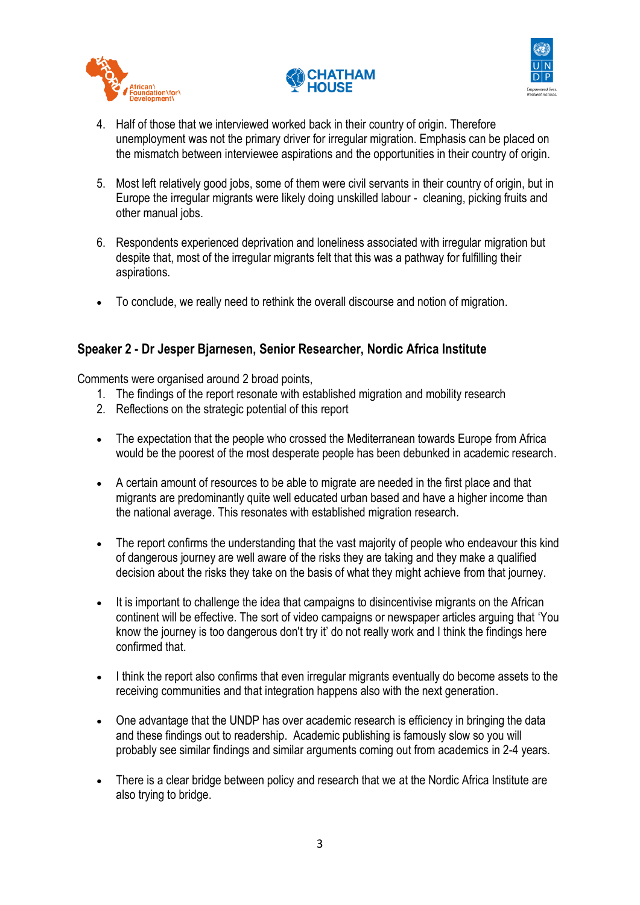4. Half of those that we interviewed worked back in their country of origin. Therefore unemployment was not the primary driver for irregular migration. Emphasis can be placed on the mismatch between interviewee aspirations and the opportunities in their country of origin.

5. Most left relatively good jobs, some of them were civil servants in their country of origin, but in Europe the irregular migrants were likely doing unskilled labour - cleaning, picking fruits and other manual jobs.

6. Respondents experienced deprivation and loneliness associated with irregular migration but despite that, most of the irregular migrants felt that this was a pathway for fulfilling their aspirations.

- To conclude, we really need to rethink the overall discourse and notion of migration.

## Speaker 2 - Dr Jesper Bjarnesen, Senior Researcher, Nordic Africa Institute

Comments were organised around 2 broad points,

1. The findings of the report resonate with established migration and mobility research
2. Reflections on the strategic potential of this report

- The expectation that the people who crossed the Mediterranean towards Europe from Africa would be the poorest of the most desperate people has been debunked in academic research.

- A certain amount of resources to be able to migrate are needed in the first place and that migrants are predominantly quite well educated urban based and have a higher income than the national average. This resonates with established migration research.

- The report confirms the understanding that the vast majority of people who endeavour this kind of dangerous journey are well aware of the risks they are taking and they make a qualified decision about the risks they take on the basis of what they might achieve from that journey.

- It is important to challenge the idea that campaigns to disincentivise migrants on the African continent will be effective. The sort of video campaigns or newspaper articles arguing that 'You know the journey is too dangerous don't try it' do not really work and I think the findings here confirmed that.

- I think the report also confirms that even irregular migrants eventually do become assets to the receiving communities and that integration happens also with the next generation.

- One advantage that the UNDP has over academic research is efficiency in bringing the data and these findings out to readership. Academic publishing is famously slow so you will probably see similar findings and similar arguments coming out from academics in 2-4 years.

- There is a clear bridge between policy and research that we at the Nordic Africa Institute are also trying to bridge.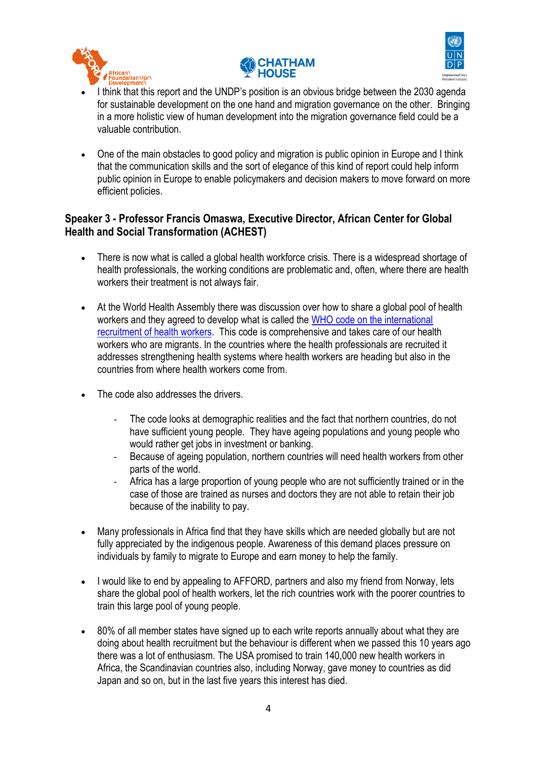- I think that this report and the UNDP's position is an obvious bridge between the 2030 agenda for sustainable development on the one hand and migration governance on the other. Bringing in a more holistic view of human development into the migration governance field could be a valuable contribution.

- One of the main obstacles to good policy and migration is public opinion in Europe and I think that the communication skills and the sort of elegance of this kind of report could help inform public opinion in Europe to enable policymakers and decision makers to move forward on more efficient policies.

**Speaker 3 - Professor Francis Omaswa, Executive Director, African Center for Global Health and Social Transformation (ACHEST)**

- There is now what is called a global health workforce crisis. There is a widespread shortage of health professionals, the working conditions are problematic and, often, where there are health workers their treatment is not always fair.

- At the World Health Assembly there was discussion over how to share a global pool of health workers and they agreed to develop what is called the [WHO code on the international recruitment of health workers](). This code is comprehensive and takes care of our health workers who are migrants. In the countries where the health professionals are recruited it addresses strengthening health systems where health workers are heading but also in the countries from where health workers come from.

- The code also addresses the drivers.

    - The code looks at demographic realities and the fact that northern countries, do not have sufficient young people. They have ageing populations and young people who would rather get jobs in investment or banking.
    - Because of ageing population, northern countries will need health workers from other parts of the world.
    - Africa has a large proportion of young people who are not sufficiently trained or in the case of those are trained as nurses and doctors they are not able to retain their job because of the inability to pay.

- Many professionals in Africa find that they have skills which are needed globally but are not fully appreciated by the indigenous people. Awareness of this demand places pressure on individuals by family to migrate to Europe and earn money to help the family.

- I would like to end by appealing to AFFORD, partners and also my friend from Norway, lets share the global pool of health workers, let the rich countries work with the poorer countries to train this large pool of young people.

- 80% of all member states have signed up to each write reports annually about what they are doing about health recruitment but the behaviour is different when we passed this 10 years ago there was a lot of enthusiasm. The USA promised to train 140,000 new health workers in Africa, the Scandinavian countries also, including Norway, gave money to countries as did Japan and so on, but in the last five years this interest has died.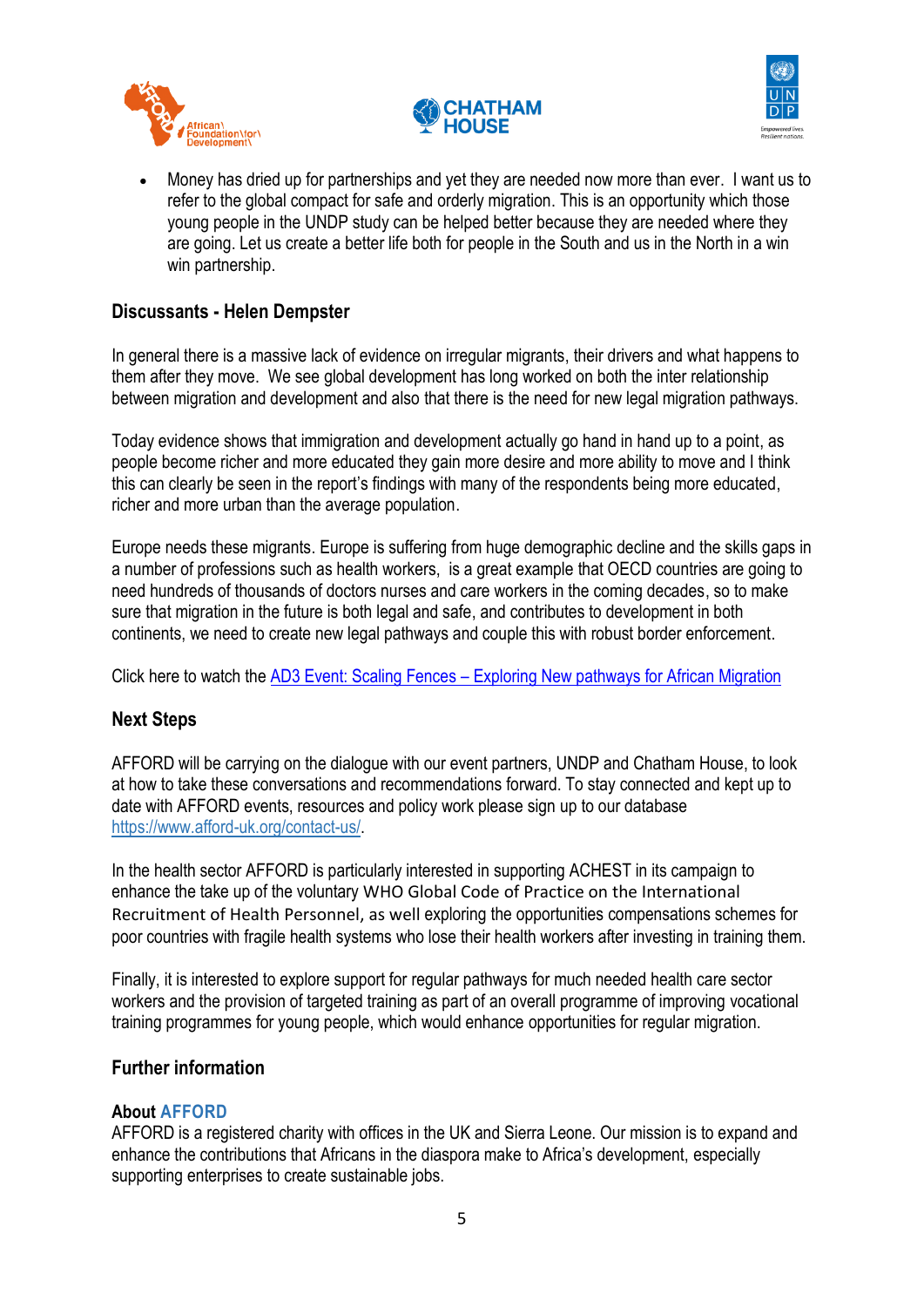- Money has dried up for partnerships and yet they are needed now more than ever. I want us to refer to the global compact for safe and orderly migration. This is an opportunity which those young people in the UNDP study can be helped better because they are needed where they are going. Let us create a better life both for people in the South and us in the North in a win win partnership.

## Discussants - Helen Dempster

In general there is a massive lack of evidence on irregular migrants, their drivers and what happens to them after they move. We see global development has long worked on both the inter relationship between migration and development and also that there is the need for new legal migration pathways.

Today evidence shows that immigration and development actually go hand in hand up to a point, as people become richer and more educated they gain more desire and more ability to move and I think this can clearly be seen in the report's findings with many of the respondents being more educated, richer and more urban than the average population.

Europe needs these migrants. Europe is suffering from huge demographic decline and the skills gaps in a number of professions such as health workers, is a great example that OECD countries are going to need hundreds of thousands of doctors nurses and care workers in the coming decades, so to make sure that migration in the future is both legal and safe, and contributes to development in both continents, we need to create new legal pathways and couple this with robust border enforcement.

Click here to watch the [AD3 Event: Scaling Fences – Exploring New pathways for African Migration]()

## Next Steps

AFFORD will be carrying on the dialogue with our event partners, UNDP and Chatham House, to look at how to take these conversations and recommendations forward. To stay connected and kept up to date with AFFORD events, resources and policy work please sign up to our database [https://www.afford-uk.org/contact-us/](https://www.afford-uk.org/contact-us/).

In the health sector AFFORD is particularly interested in supporting ACHEST in its campaign to enhance the take up of the voluntary WHO Global Code of Practice on the International Recruitment of Health Personnel, as well exploring the opportunities compensations schemes for poor countries with fragile health systems who lose their health workers after investing in training them.

Finally, it is interested to explore support for regular pathways for much needed health care sector workers and the provision of targeted training as part of an overall programme of improving vocational training programmes for young people, which would enhance opportunities for regular migration.

## Further information

### About AFFORD

AFFORD is a registered charity with offices in the UK and Sierra Leone. Our mission is to expand and enhance the contributions that Africans in the diaspora make to Africa's development, especially supporting enterprises to create sustainable jobs.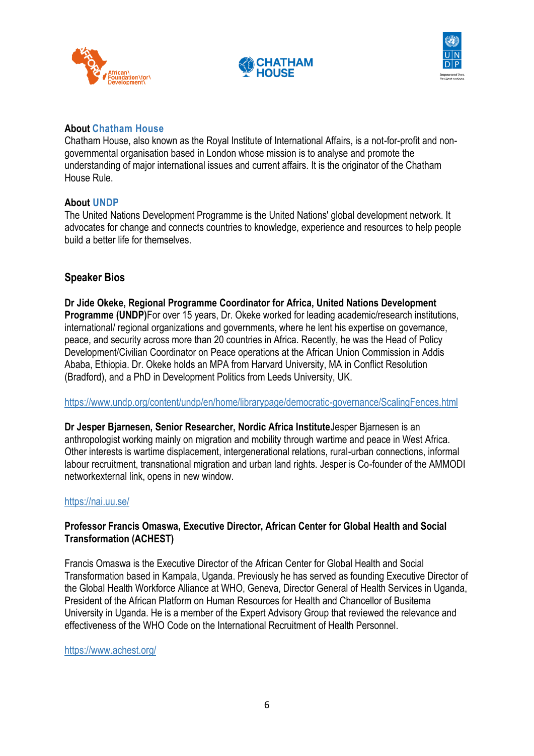**About Chatham House**

Chatham House, also known as the Royal Institute of International Affairs, is a not-for-profit and non-governmental organisation based in London whose mission is to analyse and promote the understanding of major international issues and current affairs. It is the originator of the Chatham House Rule.

**About UNDP**

The United Nations Development Programme is the United Nations' global development network. It advocates for change and connects countries to knowledge, experience and resources to help people build a better life for themselves.

## Speaker Bios

**Dr Jide Okeke, Regional Programme Coordinator for Africa, United Nations Development Programme (UNDP)**For over 15 years, Dr. Okeke worked for leading academic/research institutions, international/ regional organizations and governments, where he lent his expertise on governance, peace, and security across more than 20 countries in Africa. Recently, he was the Head of Policy Development/Civilian Coordinator on Peace operations at the African Union Commission in Addis Ababa, Ethiopia. Dr. Okeke holds an MPA from Harvard University, MA in Conflict Resolution (Bradford), and a PhD in Development Politics from Leeds University, UK.

https://www.undp.org/content/undp/en/home/librarypage/democratic-governance/ScalingFences.html

**Dr Jesper Bjarnesen, Senior Researcher, Nordic Africa Institute**Jesper Bjarnesen is an anthropologist working mainly on migration and mobility through wartime and peace in West Africa. Other interests is wartime displacement, intergenerational relations, rural-urban connections, informal labour recruitment, transnational migration and urban land rights. Jesper is Co-founder of the AMMODI networkexternal link, opens in new window.

https://nai.uu.se/

**Professor Francis Omaswa, Executive Director, African Center for Global Health and Social Transformation (ACHEST)**

Francis Omaswa is the Executive Director of the African Center for Global Health and Social Transformation based in Kampala, Uganda. Previously he has served as founding Executive Director of the Global Health Workforce Alliance at WHO, Geneva, Director General of Health Services in Uganda, President of the African Platform on Human Resources for Health and Chancellor of Busitema University in Uganda. He is a member of the Expert Advisory Group that reviewed the relevance and effectiveness of the WHO Code on the International Recruitment of Health Personnel.

https://www.achest.org/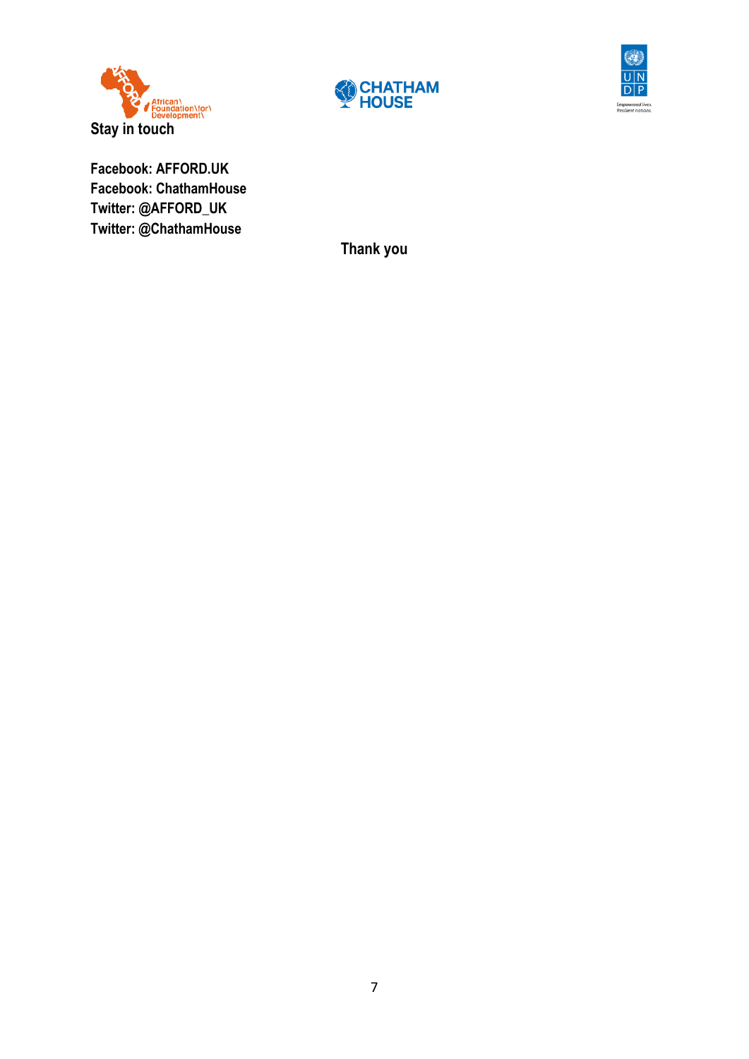**Stay in touch**

**Facebook: AFFORD.UK**
**Facebook: ChathamHouse**
**Twitter: @AFFORD_UK**
**Twitter: @ChathamHouse**

**Thank you**